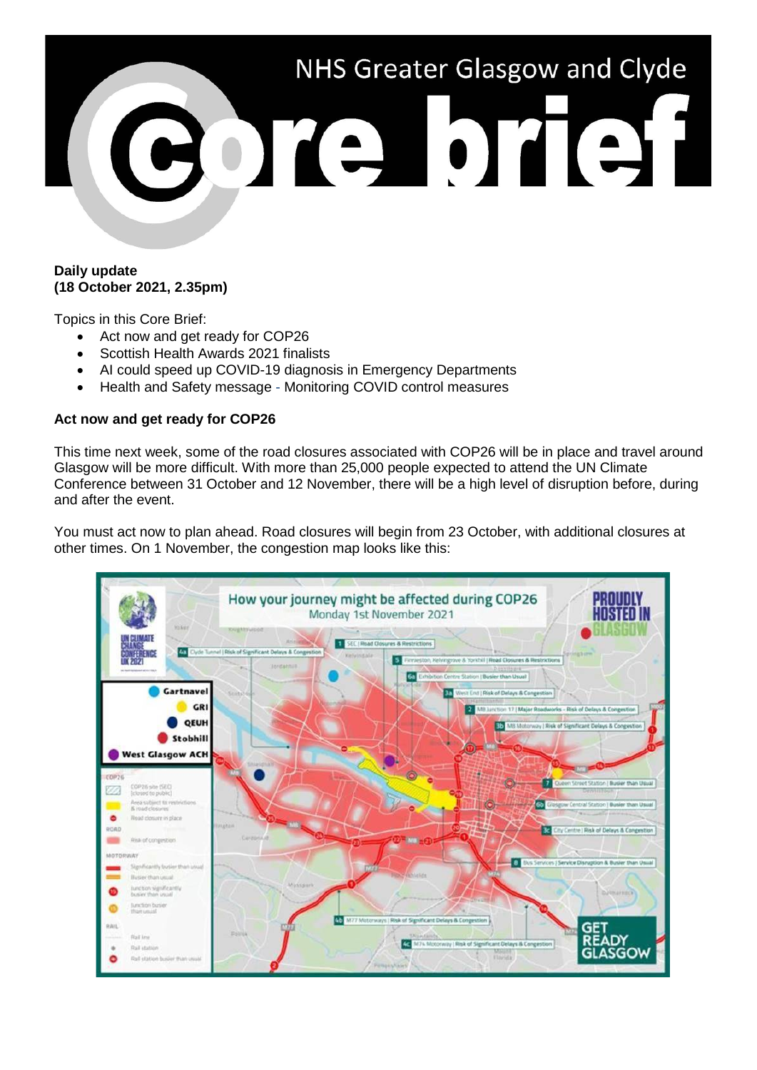# NHS Greater Glasgow and Clyde

# Core brief

**Daily update**
**(18 October 2021, 2.35pm)**

Topics in this Core Brief:

- Act now and get ready for COP26
- Scottish Health Awards 2021 finalists
- AI could speed up COVID-19 diagnosis in Emergency Departments
- Health and Safety message - Monitoring COVID control measures

**Act now and get ready for COP26**

This time next week, some of the road closures associated with COP26 will be in place and travel around Glasgow will be more difficult. With more than 25,000 people expected to attend the UN Climate Conference between 31 October and 12 November, there will be a high level of disruption before, during and after the event.

You must act now to plan ahead. Road closures will begin from 23 October, with additional closures at other times. On 1 November, the congestion map looks like this: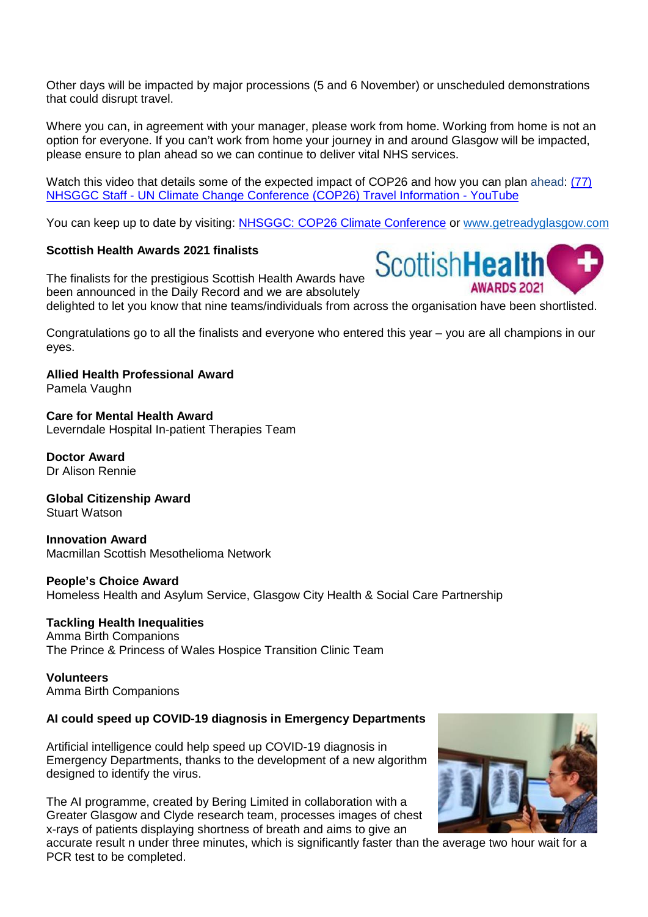Other days will be impacted by major processions (5 and 6 November) or unscheduled demonstrations that could disrupt travel.

Where you can, in agreement with your manager, please work from home. Working from home is not an option for everyone. If you can't work from home your journey in and around Glasgow will be impacted, please ensure to plan ahead so we can continue to deliver vital NHS services.

Watch this video that details some of the expected impact of COP26 and how you can plan ahead: [(77) NHSGGC Staff - UN Climate Change Conference (COP26) Travel Information - YouTube]

You can keep up to date by visiting: [NHSGGC: COP26 Climate Conference] or [www.getreadyglasgow.com]

**Scottish Health Awards 2021 finalists**

The finalists for the prestigious Scottish Health Awards have been announced in the Daily Record and we are absolutely delighted to let you know that nine teams/individuals from across the organisation have been shortlisted.

Congratulations go to all the finalists and everyone who entered this year – you are all champions in our eyes.

**Allied Health Professional Award**
Pamela Vaughn

**Care for Mental Health Award**
Leverndale Hospital In-patient Therapies Team

**Doctor Award**
Dr Alison Rennie

**Global Citizenship Award**
Stuart Watson

**Innovation Award**
Macmillan Scottish Mesothelioma Network

**People's Choice Award**
Homeless Health and Asylum Service, Glasgow City Health & Social Care Partnership

**Tackling Health Inequalities**
Amma Birth Companions
The Prince & Princess of Wales Hospice Transition Clinic Team

**Volunteers**
Amma Birth Companions

**AI could speed up COVID-19 diagnosis in Emergency Departments**

Artificial intelligence could help speed up COVID-19 diagnosis in Emergency Departments, thanks to the development of a new algorithm designed to identify the virus.

The AI programme, created by Bering Limited in collaboration with a Greater Glasgow and Clyde research team, processes images of chest x-rays of patients displaying shortness of breath and aims to give an accurate result n under three minutes, which is significantly faster than the average two hour wait for a PCR test to be completed.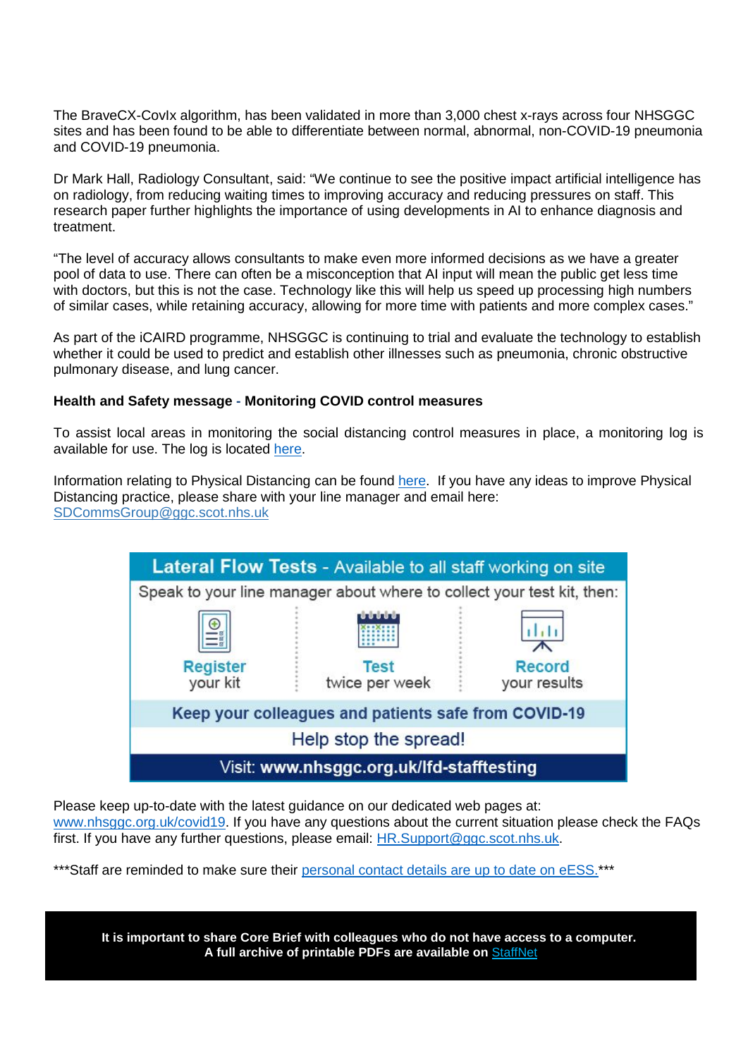The BraveCX-CovIx algorithm, has been validated in more than 3,000 chest x-rays across four NHSGGC sites and has been found to be able to differentiate between normal, abnormal, non-COVID-19 pneumonia and COVID-19 pneumonia.

Dr Mark Hall, Radiology Consultant, said: "We continue to see the positive impact artificial intelligence has on radiology, from reducing waiting times to improving accuracy and reducing pressures on staff. This research paper further highlights the importance of using developments in AI to enhance diagnosis and treatment.

"The level of accuracy allows consultants to make even more informed decisions as we have a greater pool of data to use. There can often be a misconception that AI input will mean the public get less time with doctors, but this is not the case. Technology like this will help us speed up processing high numbers of similar cases, while retaining accuracy, allowing for more time with patients and more complex cases."

As part of the iCAIRD programme, NHSGGC is continuing to trial and evaluate the technology to establish whether it could be used to predict and establish other illnesses such as pneumonia, chronic obstructive pulmonary disease, and lung cancer.

**Health and Safety message - Monitoring COVID control measures**

To assist local areas in monitoring the social distancing control measures in place, a monitoring log is available for use. The log is located here.

Information relating to Physical Distancing can be found here. If you have any ideas to improve Physical Distancing practice, please share with your line manager and email here: SDCommsGroup@ggc.scot.nhs.uk

**Lateral Flow Tests** - Available to all staff working on site

Speak to your line manager about where to collect your test kit, then:

**Register** your kit

**Test** twice per week

**Record** your results

**Keep your colleagues and patients safe from COVID-19**

Help stop the spread!

Visit: **www.nhsggc.org.uk/lfd-stafftesting**

Please keep up-to-date with the latest guidance on our dedicated web pages at: www.nhsggc.org.uk/covid19. If you have any questions about the current situation please check the FAQs first. If you have any further questions, please email: HR.Support@ggc.scot.nhs.uk.

***Staff are reminded to make sure their personal contact details are up to date on eESS.***

**It is important to share Core Brief with colleagues who do not have access to a computer.**
**A full archive of printable PDFs are available on StaffNet**